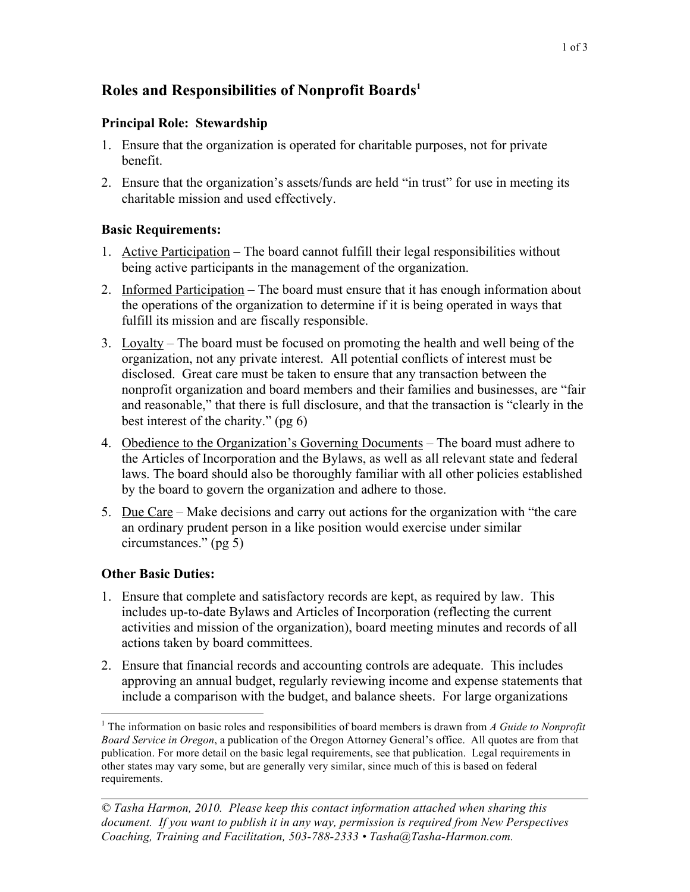# Roles and Responsibilities of Nonprofit Boards[1]

### Principal Role: Stewardship

1. Ensure that the organization is operated for charitable purposes, not for private benefit.
2. Ensure that the organization's assets/funds are held "in trust" for use in meeting its charitable mission and used effectively.

### Basic Requirements:

1. <u>Active Participation</u> – The board cannot fulfill their legal responsibilities without being active participants in the management of the organization.
2. <u>Informed Participation</u> – The board must ensure that it has enough information about the operations of the organization to determine if it is being operated in ways that fulfill its mission and are fiscally responsible.
3. <u>Loyalty</u> – The board must be focused on promoting the health and well being of the organization, not any private interest. All potential conflicts of interest must be disclosed. Great care must be taken to ensure that any transaction between the nonprofit organization and board members and their families and businesses, are "fair and reasonable," that there is full disclosure, and that the transaction is "clearly in the best interest of the charity." (pg 6)
4. <u>Obedience to the Organization's Governing Documents</u> – The board must adhere to the Articles of Incorporation and the Bylaws, as well as all relevant state and federal laws. The board should also be thoroughly familiar with all other policies established by the board to govern the organization and adhere to those.
5. <u>Due Care</u> – Make decisions and carry out actions for the organization with "the care an ordinary prudent person in a like position would exercise under similar circumstances." (pg 5)

### Other Basic Duties:

1. Ensure that complete and satisfactory records are kept, as required by law. This includes up-to-date Bylaws and Articles of Incorporation (reflecting the current activities and mission of the organization), board meeting minutes and records of all actions taken by board committees.
2. Ensure that financial records and accounting controls are adequate. This includes approving an annual budget, regularly reviewing income and expense statements that include a comparison with the budget, and balance sheets. For large organizations

---

[1] The information on basic roles and responsibilities of board members is drawn from *A Guide to Nonprofit Board Service in Oregon*, a publication of the Oregon Attorney General's office. All quotes are from that publication. For more detail on the basic legal requirements, see that publication. Legal requirements in other states may vary some, but are generally very similar, since much of this is based on federal requirements.

---

*© Tasha Harmon, 2010. Please keep this contact information attached when sharing this document. If you want to publish it in any way, permission is required from New Perspectives Coaching, Training and Facilitation, 503-788-2333 • Tasha@Tasha-Harmon.com.*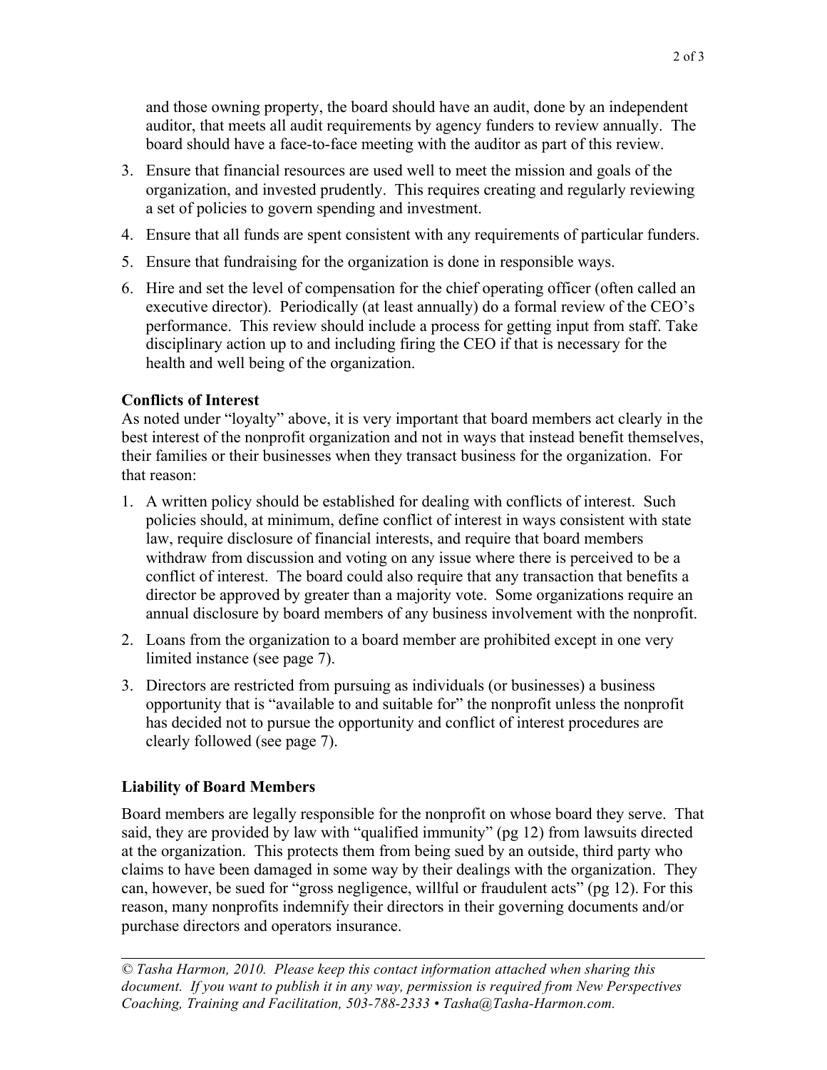and those owning property, the board should have an audit, done by an independent auditor, that meets all audit requirements by agency funders to review annually. The board should have a face-to-face meeting with the auditor as part of this review.

3. Ensure that financial resources are used well to meet the mission and goals of the organization, and invested prudently. This requires creating and regularly reviewing a set of policies to govern spending and investment.
4. Ensure that all funds are spent consistent with any requirements of particular funders.
5. Ensure that fundraising for the organization is done in responsible ways.
6. Hire and set the level of compensation for the chief operating officer (often called an executive director). Periodically (at least annually) do a formal review of the CEO's performance. This review should include a process for getting input from staff. Take disciplinary action up to and including firing the CEO if that is necessary for the health and well being of the organization.

**Conflicts of Interest**

As noted under "loyalty" above, it is very important that board members act clearly in the best interest of the nonprofit organization and not in ways that instead benefit themselves, their families or their businesses when they transact business for the organization. For that reason:

1. A written policy should be established for dealing with conflicts of interest. Such policies should, at minimum, define conflict of interest in ways consistent with state law, require disclosure of financial interests, and require that board members withdraw from discussion and voting on any issue where there is perceived to be a conflict of interest. The board could also require that any transaction that benefits a director be approved by greater than a majority vote. Some organizations require an annual disclosure by board members of any business involvement with the nonprofit.
2. Loans from the organization to a board member are prohibited except in one very limited instance (see page 7).
3. Directors are restricted from pursuing as individuals (or businesses) a business opportunity that is "available to and suitable for" the nonprofit unless the nonprofit has decided not to pursue the opportunity and conflict of interest procedures are clearly followed (see page 7).

**Liability of Board Members**

Board members are legally responsible for the nonprofit on whose board they serve. That said, they are provided by law with "qualified immunity" (pg 12) from lawsuits directed at the organization. This protects them from being sued by an outside, third party who claims to have been damaged in some way by their dealings with the organization. They can, however, be sued for "gross negligence, willful or fraudulent acts" (pg 12). For this reason, many nonprofits indemnify their directors in their governing documents and/or purchase directors and operators insurance.

*© Tasha Harmon, 2010. Please keep this contact information attached when sharing this document. If you want to publish it in any way, permission is required from New Perspectives Coaching, Training and Facilitation, 503-788-2333 • Tasha@Tasha-Harmon.com.*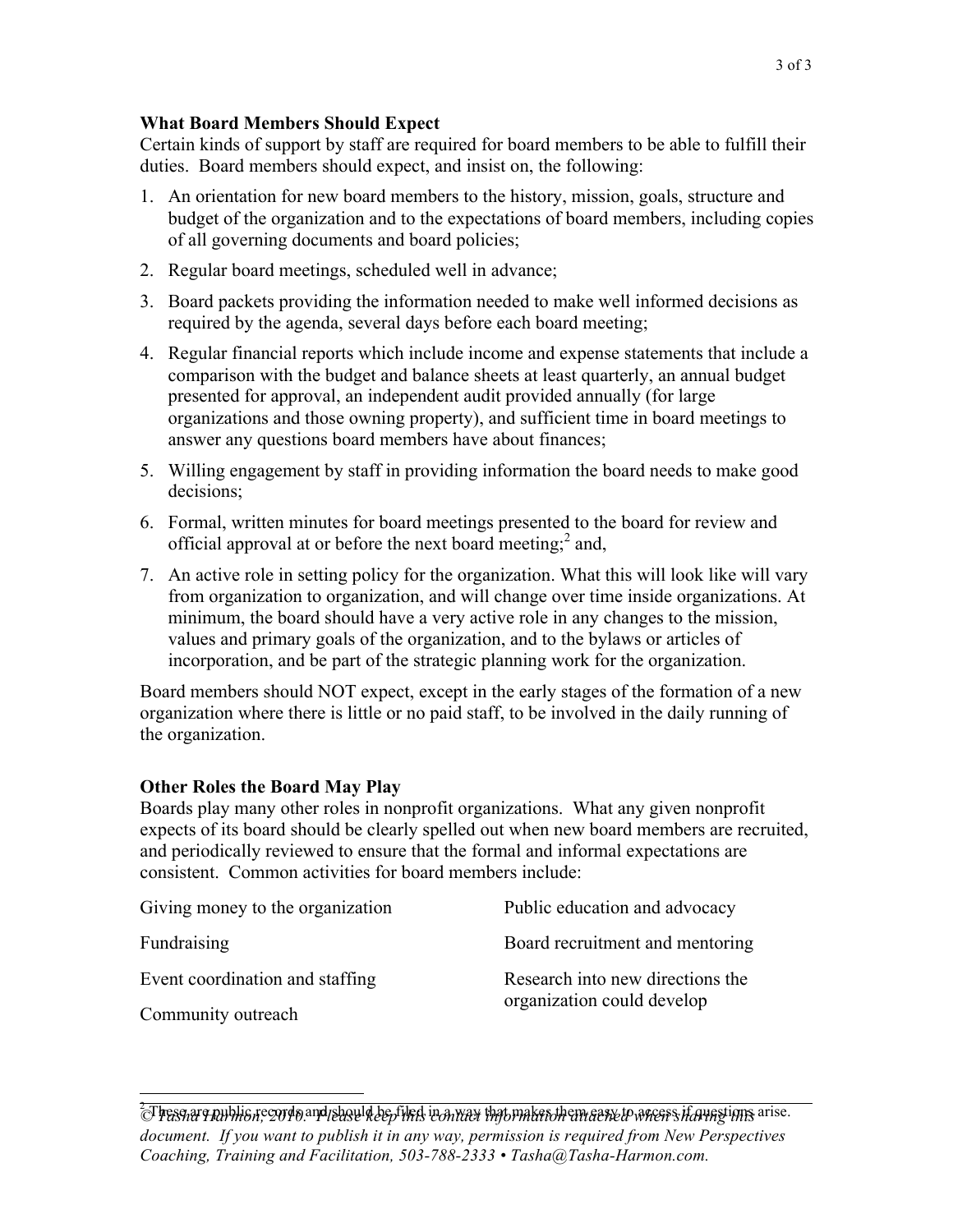**What Board Members Should Expect**

Certain kinds of support by staff are required for board members to be able to fulfill their duties. Board members should expect, and insist on, the following:

1. An orientation for new board members to the history, mission, goals, structure and budget of the organization and to the expectations of board members, including copies of all governing documents and board policies;
2. Regular board meetings, scheduled well in advance;
3. Board packets providing the information needed to make well informed decisions as required by the agenda, several days before each board meeting;
4. Regular financial reports which include income and expense statements that include a comparison with the budget and balance sheets at least quarterly, an annual budget presented for approval, an independent audit provided annually (for large organizations and those owning property), and sufficient time in board meetings to answer any questions board members have about finances;
5. Willing engagement by staff in providing information the board needs to make good decisions;
6. Formal, written minutes for board meetings presented to the board for review and official approval at or before the next board meeting;[2] and,
7. An active role in setting policy for the organization. What this will look like will vary from organization to organization, and will change over time inside organizations. At minimum, the board should have a very active role in any changes to the mission, values and primary goals of the organization, and to the bylaws or articles of incorporation, and be part of the strategic planning work for the organization.

Board members should NOT expect, except in the early stages of the formation of a new organization where there is little or no paid staff, to be involved in the daily running of the organization.

**Other Roles the Board May Play**

Boards play many other roles in nonprofit organizations. What any given nonprofit expects of its board should be clearly spelled out when new board members are recruited, and periodically reviewed to ensure that the formal and informal expectations are consistent. Common activities for board members include:

- Giving money to the organization
- Fundraising
- Event coordination and staffing
- Community outreach
- Public education and advocacy
- Board recruitment and mentoring
- Research into new directions the organization could develop

[2] These are public records and should be filed in a way that makes them easy to access if questions arise.

*© Tasha Harmon, 2010. Please keep this contact information attached when sharing this document. If you want to publish it in any way, permission is required from New Perspectives Coaching, Training and Facilitation, 503-788-2333 • Tasha@Tasha-Harmon.com.*